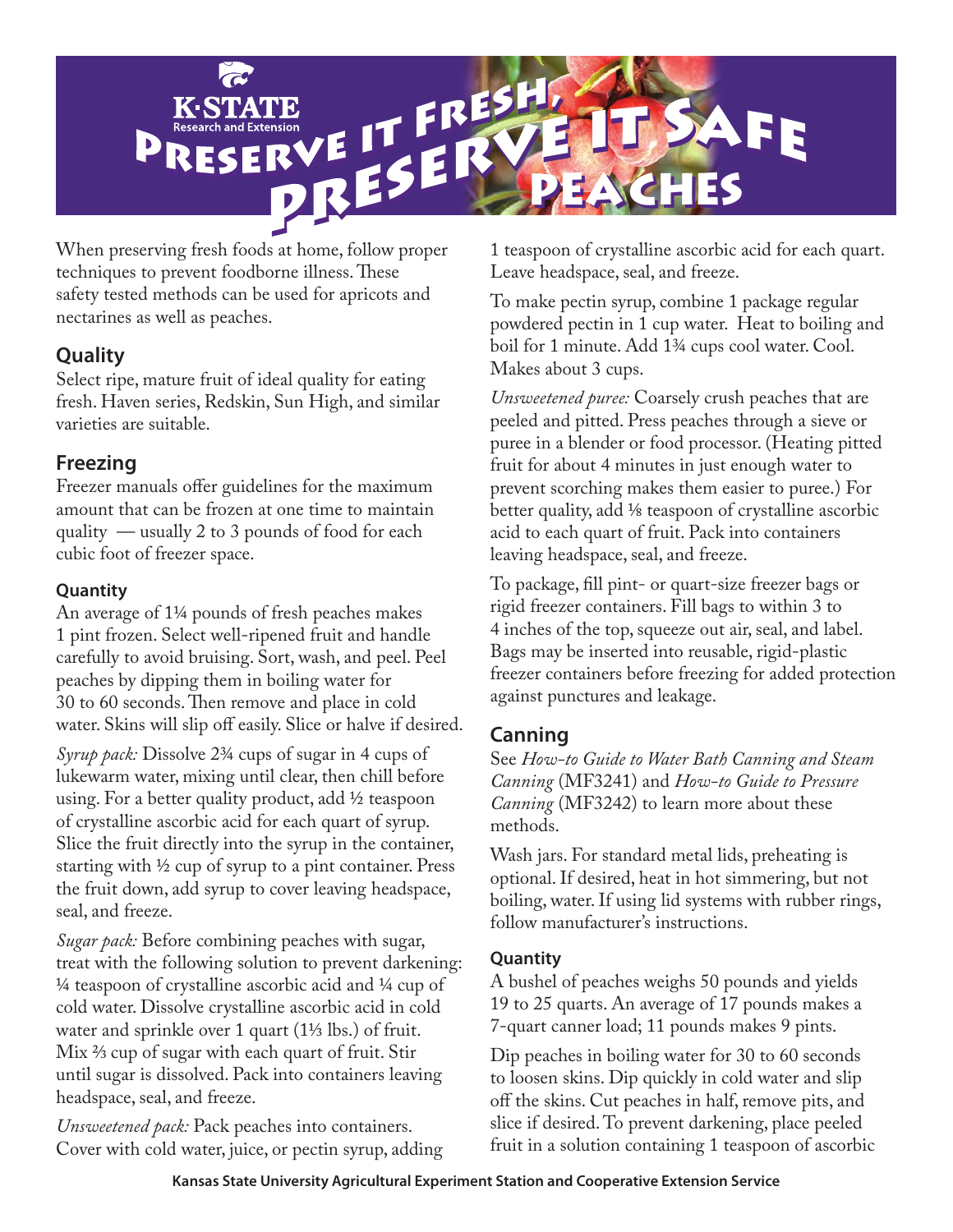K·STATE Research and Extension

# Preserve it fresh, Preserve it safe

## Peaches

When preserving fresh foods at home, follow proper techniques to prevent foodborne illness. These safety tested methods can be used for apricots and nectarines as well as peaches.

## Quality

Select ripe, mature fruit of ideal quality for eating fresh. Haven series, Redskin, Sun High, and similar varieties are suitable.

## Freezing

Freezer manuals offer guidelines for the maximum amount that can be frozen at one time to maintain quality — usually 2 to 3 pounds of food for each cubic foot of freezer space.

### Quantity

An average of 1¼ pounds of fresh peaches makes 1 pint frozen. Select well-ripened fruit and handle carefully to avoid bruising. Sort, wash, and peel. Peel peaches by dipping them in boiling water for 30 to 60 seconds. Then remove and place in cold water. Skins will slip off easily. Slice or halve if desired.

*Syrup pack:* Dissolve 2¾ cups of sugar in 4 cups of lukewarm water, mixing until clear, then chill before using. For a better quality product, add ½ teaspoon of crystalline ascorbic acid for each quart of syrup. Slice the fruit directly into the syrup in the container, starting with ½ cup of syrup to a pint container. Press the fruit down, add syrup to cover leaving headspace, seal, and freeze.

*Sugar pack:* Before combining peaches with sugar, treat with the following solution to prevent darkening: ¼ teaspoon of crystalline ascorbic acid and ¼ cup of cold water. Dissolve crystalline ascorbic acid in cold water and sprinkle over 1 quart (1⅓ lbs.) of fruit. Mix ⅔ cup of sugar with each quart of fruit. Stir until sugar is dissolved. Pack into containers leaving headspace, seal, and freeze.

*Unsweetened pack:* Pack peaches into containers. Cover with cold water, juice, or pectin syrup, adding 1 teaspoon of crystalline ascorbic acid for each quart. Leave headspace, seal, and freeze.

To make pectin syrup, combine 1 package regular powdered pectin in 1 cup water. Heat to boiling and boil for 1 minute. Add 1¾ cups cool water. Cool. Makes about 3 cups.

*Unsweetened puree:* Coarsely crush peaches that are peeled and pitted. Press peaches through a sieve or puree in a blender or food processor. (Heating pitted fruit for about 4 minutes in just enough water to prevent scorching makes them easier to puree.) For better quality, add ⅛ teaspoon of crystalline ascorbic acid to each quart of fruit. Pack into containers leaving headspace, seal, and freeze.

To package, fill pint- or quart-size freezer bags or rigid freezer containers. Fill bags to within 3 to 4 inches of the top, squeeze out air, seal, and label. Bags may be inserted into reusable, rigid-plastic freezer containers before freezing for added protection against punctures and leakage.

## Canning

See *How-to Guide to Water Bath Canning and Steam Canning* (MF3241) and *How-to Guide to Pressure Canning* (MF3242) to learn more about these methods.

Wash jars. For standard metal lids, preheating is optional. If desired, heat in hot simmering, but not boiling, water. If using lid systems with rubber rings, follow manufacturer's instructions.

### Quantity

A bushel of peaches weighs 50 pounds and yields 19 to 25 quarts. An average of 17 pounds makes a 7-quart canner load; 11 pounds makes 9 pints.

Dip peaches in boiling water for 30 to 60 seconds to loosen skins. Dip quickly in cold water and slip off the skins. Cut peaches in half, remove pits, and slice if desired. To prevent darkening, place peeled fruit in a solution containing 1 teaspoon of ascorbic

Kansas State University Agricultural Experiment Station and Cooperative Extension Service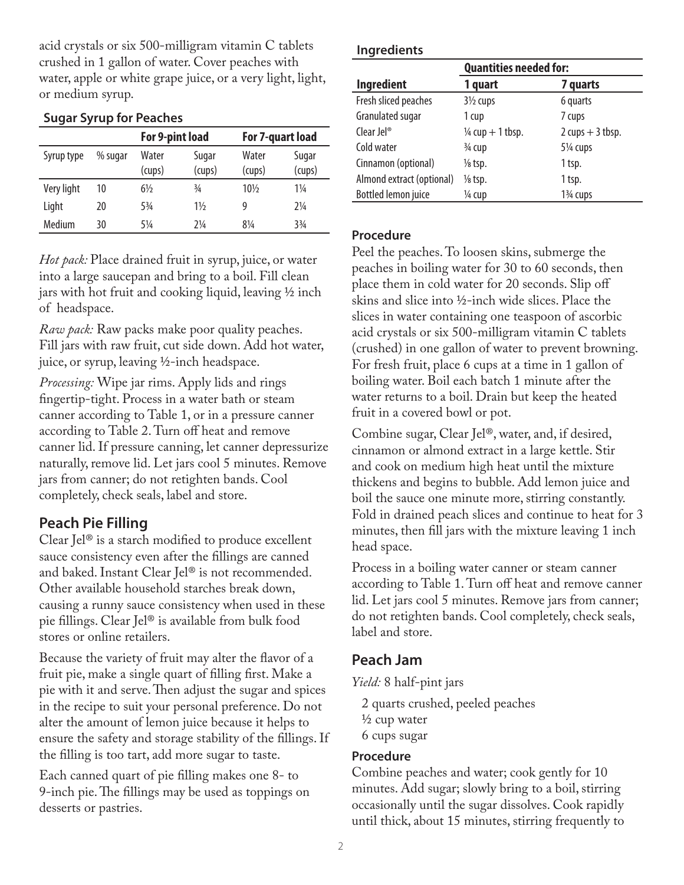acid crystals or six 500-milligram vitamin C tablets crushed in 1 gallon of water. Cover peaches with water, apple or white grape juice, or a very light, light, or medium syrup.

**Sugar Syrup for Peaches**

| | | For 9-pint load | | For 7-quart load | |
|---|---|---|---|---|---|
| Syrup type | % sugar | Water (cups) | Sugar (cups) | Water (cups) | Sugar (cups) |
| Very light | 10 | 6½ | ¾ | 10½ | 1¼ |
| Light | 20 | 5¾ | 1½ | 9 | 2¼ |
| Medium | 30 | 5¼ | 2¼ | 8¼ | 3¾ |

*Hot pack:* Place drained fruit in syrup, juice, or water into a large saucepan and bring to a boil. Fill clean jars with hot fruit and cooking liquid, leaving ½ inch of headspace.

*Raw pack:* Raw packs make poor quality peaches. Fill jars with raw fruit, cut side down. Add hot water, juice, or syrup, leaving ½-inch headspace.

*Processing:* Wipe jar rims. Apply lids and rings fingertip-tight. Process in a water bath or steam canner according to Table 1, or in a pressure canner according to Table 2. Turn off heat and remove canner lid. If pressure canning, let canner depressurize naturally, remove lid. Let jars cool 5 minutes. Remove jars from canner; do not retighten bands. Cool completely, check seals, label and store.

## Peach Pie Filling

Clear Jel® is a starch modified to produce excellent sauce consistency even after the fillings are canned and baked. Instant Clear Jel® is not recommended. Other available household starches break down, causing a runny sauce consistency when used in these pie fillings. Clear Jel® is available from bulk food stores or online retailers.

Because the variety of fruit may alter the flavor of a fruit pie, make a single quart of filling first. Make a pie with it and serve. Then adjust the sugar and spices in the recipe to suit your personal preference. Do not alter the amount of lemon juice because it helps to ensure the safety and storage stability of the fillings. If the filling is too tart, add more sugar to taste.

Each canned quart of pie filling makes one 8- to 9-inch pie. The fillings may be used as toppings on desserts or pastries.

**Ingredients**

| | Quantities needed for: | |
|---|---|---|
| Ingredient | 1 quart | 7 quarts |
| Fresh sliced peaches | 3½ cups | 6 quarts |
| Granulated sugar | 1 cup | 7 cups |
| Clear Jel® | ¼ cup + 1 tbsp. | 2 cups + 3 tbsp. |
| Cold water | ¾ cup | 5¼ cups |
| Cinnamon (optional) | ⅛ tsp. | 1 tsp. |
| Almond extract (optional) | ⅛ tsp. | 1 tsp. |
| Bottled lemon juice | ¼ cup | 1¾ cups |

### Procedure

Peel the peaches. To loosen skins, submerge the peaches in boiling water for 30 to 60 seconds, then place them in cold water for 20 seconds. Slip off skins and slice into ½-inch wide slices. Place the slices in water containing one teaspoon of ascorbic acid crystals or six 500-milligram vitamin C tablets (crushed) in one gallon of water to prevent browning. For fresh fruit, place 6 cups at a time in 1 gallon of boiling water. Boil each batch 1 minute after the water returns to a boil. Drain but keep the heated fruit in a covered bowl or pot.

Combine sugar, Clear Jel®, water, and, if desired, cinnamon or almond extract in a large kettle. Stir and cook on medium high heat until the mixture thickens and begins to bubble. Add lemon juice and boil the sauce one minute more, stirring constantly. Fold in drained peach slices and continue to heat for 3 minutes, then fill jars with the mixture leaving 1 inch head space.

Process in a boiling water canner or steam canner according to Table 1. Turn off heat and remove canner lid. Let jars cool 5 minutes. Remove jars from canner; do not retighten bands. Cool completely, check seals, label and store.

## Peach Jam

*Yield:* 8 half-pint jars

2 quarts crushed, peeled peaches
½ cup water
6 cups sugar

### Procedure

Combine peaches and water; cook gently for 10 minutes. Add sugar; slowly bring to a boil, stirring occasionally until the sugar dissolves. Cook rapidly until thick, about 15 minutes, stirring frequently to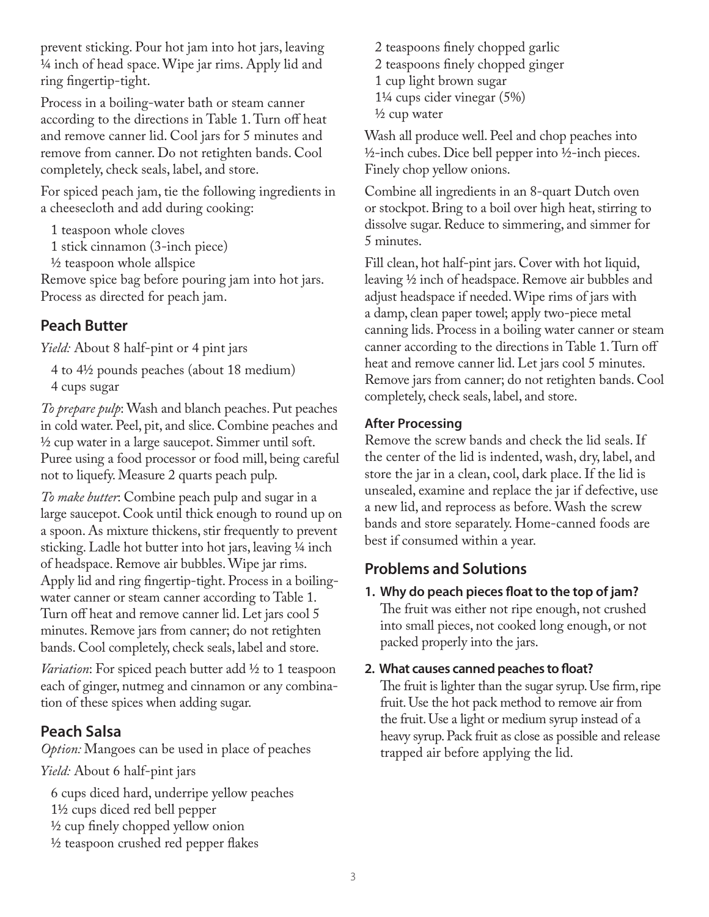prevent sticking. Pour hot jam into hot jars, leaving ¼ inch of head space. Wipe jar rims. Apply lid and ring fingertip-tight.

Process in a boiling-water bath or steam canner according to the directions in Table 1. Turn off heat and remove canner lid. Cool jars for 5 minutes and remove from canner. Do not retighten bands. Cool completely, check seals, label, and store.

For spiced peach jam, tie the following ingredients in a cheesecloth and add during cooking:

1 teaspoon whole cloves
1 stick cinnamon (3-inch piece)
½ teaspoon whole allspice

Remove spice bag before pouring jam into hot jars. Process as directed for peach jam.

## Peach Butter

*Yield:* About 8 half-pint or 4 pint jars

4 to 4½ pounds peaches (about 18 medium)
4 cups sugar

*To prepare pulp*: Wash and blanch peaches. Put peaches in cold water. Peel, pit, and slice. Combine peaches and ½ cup water in a large saucepot. Simmer until soft. Puree using a food processor or food mill, being careful not to liquefy. Measure 2 quarts peach pulp.

*To make butter*: Combine peach pulp and sugar in a large saucepot. Cook until thick enough to round up on a spoon. As mixture thickens, stir frequently to prevent sticking. Ladle hot butter into hot jars, leaving ¼ inch of headspace. Remove air bubbles. Wipe jar rims. Apply lid and ring fingertip-tight. Process in a boiling-water canner or steam canner according to Table 1. Turn off heat and remove canner lid. Let jars cool 5 minutes. Remove jars from canner; do not retighten bands. Cool completely, check seals, label and store.

*Variation*: For spiced peach butter add ½ to 1 teaspoon each of ginger, nutmeg and cinnamon or any combination of these spices when adding sugar.

## Peach Salsa

*Option:* Mangoes can be used in place of peaches

*Yield:* About 6 half-pint jars

6 cups diced hard, underripe yellow peaches
1½ cups diced red bell pepper
½ cup finely chopped yellow onion
½ teaspoon crushed red pepper flakes
2 teaspoons finely chopped garlic
2 teaspoons finely chopped ginger
1 cup light brown sugar
1¼ cups cider vinegar (5%)
½ cup water

Wash all produce well. Peel and chop peaches into ½-inch cubes. Dice bell pepper into ½-inch pieces. Finely chop yellow onions.

Combine all ingredients in an 8-quart Dutch oven or stockpot. Bring to a boil over high heat, stirring to dissolve sugar. Reduce to simmering, and simmer for 5 minutes.

Fill clean, hot half-pint jars. Cover with hot liquid, leaving ½ inch of headspace. Remove air bubbles and adjust headspace if needed. Wipe rims of jars with a damp, clean paper towel; apply two-piece metal canning lids. Process in a boiling water canner or steam canner according to the directions in Table 1. Turn off heat and remove canner lid. Let jars cool 5 minutes. Remove jars from canner; do not retighten bands. Cool completely, check seals, label, and store.

### After Processing

Remove the screw bands and check the lid seals. If the center of the lid is indented, wash, dry, label, and store the jar in a clean, cool, dark place. If the lid is unsealed, examine and replace the jar if defective, use a new lid, and reprocess as before. Wash the screw bands and store separately. Home-canned foods are best if consumed within a year.

## Problems and Solutions

**1. Why do peach pieces float to the top of jam?**
The fruit was either not ripe enough, not crushed into small pieces, not cooked long enough, or not packed properly into the jars.

**2. What causes canned peaches to float?**
The fruit is lighter than the sugar syrup. Use firm, ripe fruit. Use the hot pack method to remove air from the fruit. Use a light or medium syrup instead of a heavy syrup. Pack fruit as close as possible and release trapped air before applying the lid.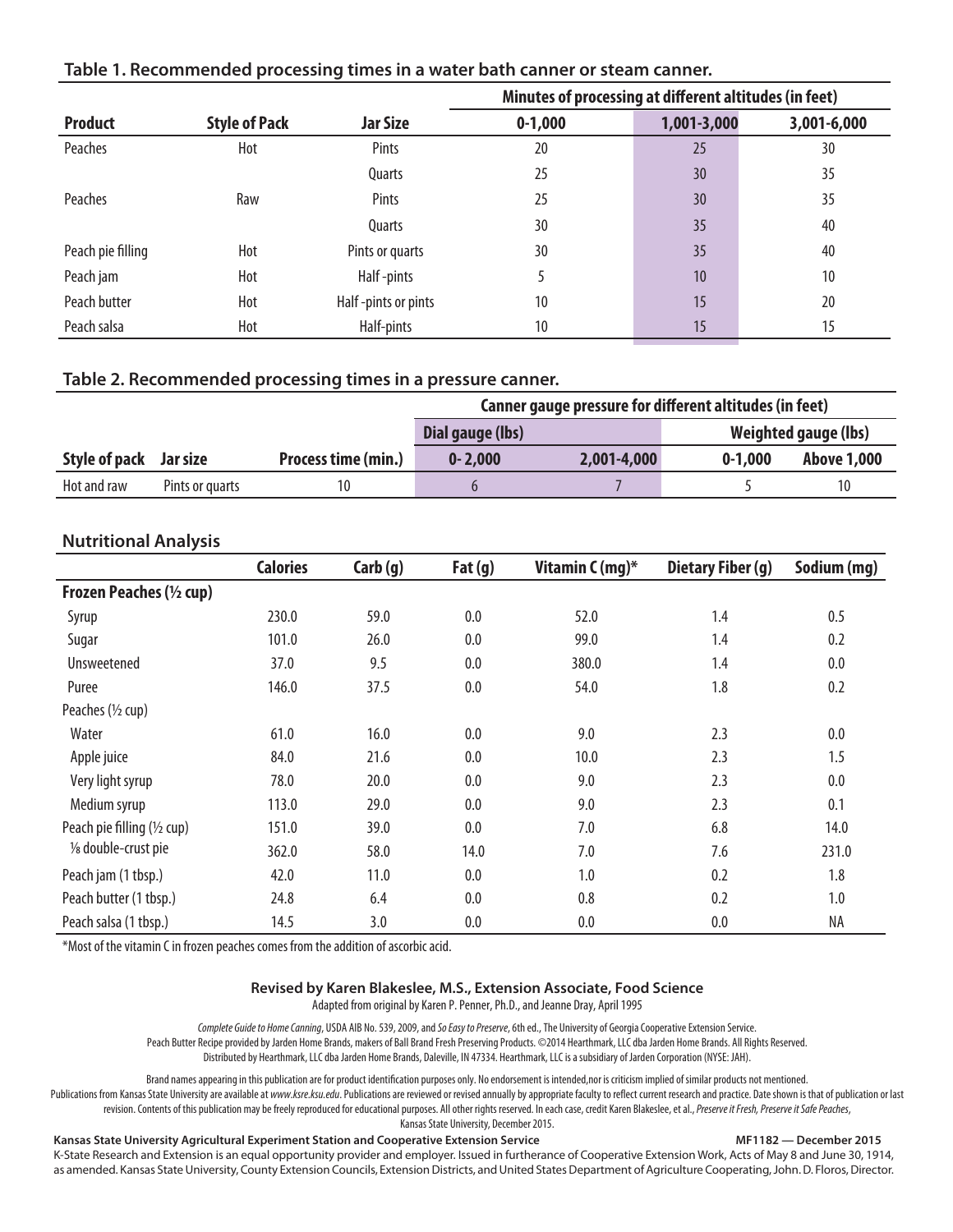**Table 1. Recommended processing times in a water bath canner or steam canner.**

| | | | Minutes of processing at different altitudes (in feet) | | |
|---|---|---|---|---|---|
| **Product** | **Style of Pack** | **Jar Size** | **0-1,000** | **1,001-3,000** | **3,001-6,000** |
| Peaches | Hot | Pints | 20 | 25 | 30 |
| | | Quarts | 25 | 30 | 35 |
| Peaches | Raw | Pints | 25 | 30 | 35 |
| | | Quarts | 30 | 35 | 40 |
| Peach pie filling | Hot | Pints or quarts | 30 | 35 | 40 |
| Peach jam | Hot | Half -pints | 5 | 10 | 10 |
| Peach butter | Hot | Half -pints or pints | 10 | 15 | 20 |
| Peach salsa | Hot | Half-pints | 10 | 15 | 15 |

**Table 2. Recommended processing times in a pressure canner.**

| | | | Canner gauge pressure for different altitudes (in feet) | | | |
|---|---|---|---|---|---|---|
| | | | Dial gauge (lbs) | | Weighted gauge (lbs) | |
| **Style of pack** | **Jar size** | **Process time (min.)** | **0- 2,000** | **2,001-4,000** | **0-1,000** | **Above 1,000** |
| Hot and raw | Pints or quarts | 10 | 6 | 7 | 5 | 10 |

## Nutritional Analysis

| | Calories | Carb (g) | Fat (g) | Vitamin C (mg)* | Dietary Fiber (g) | Sodium (mg) |
|---|---|---|---|---|---|---|
| **Frozen Peaches (½ cup)** | | | | | | |
| Syrup | 230.0 | 59.0 | 0.0 | 52.0 | 1.4 | 0.5 |
| Sugar | 101.0 | 26.0 | 0.0 | 99.0 | 1.4 | 0.2 |
| Unsweetened | 37.0 | 9.5 | 0.0 | 380.0 | 1.4 | 0.0 |
| Puree | 146.0 | 37.5 | 0.0 | 54.0 | 1.8 | 0.2 |
| Peaches (½ cup) | | | | | | |
| Water | 61.0 | 16.0 | 0.0 | 9.0 | 2.3 | 0.0 |
| Apple juice | 84.0 | 21.6 | 0.0 | 10.0 | 2.3 | 1.5 |
| Very light syrup | 78.0 | 20.0 | 0.0 | 9.0 | 2.3 | 0.0 |
| Medium syrup | 113.0 | 29.0 | 0.0 | 9.0 | 2.3 | 0.1 |
| Peach pie filling (½ cup) | 151.0 | 39.0 | 0.0 | 7.0 | 6.8 | 14.0 |
| ⅛ double-crust pie | 362.0 | 58.0 | 14.0 | 7.0 | 7.6 | 231.0 |
| Peach jam (1 tbsp.) | 42.0 | 11.0 | 0.0 | 1.0 | 0.2 | 1.8 |
| Peach butter (1 tbsp.) | 24.8 | 6.4 | 0.0 | 0.8 | 0.2 | 1.0 |
| Peach salsa (1 tbsp.) | 14.5 | 3.0 | 0.0 | 0.0 | 0.0 | NA |

*Most of the vitamin C in frozen peaches comes from the addition of ascorbic acid.

**Revised by Karen Blakeslee, M.S., Extension Associate, Food Science**

Adapted from original by Karen P. Penner, Ph.D., and Jeanne Dray, April 1995

*Complete Guide to Home Canning*, USDA AIB No. 539, 2009, and *So Easy to Preserve*, 6th ed., The University of Georgia Cooperative Extension Service.
Peach Butter Recipe provided by Jarden Home Brands, makers of Ball Brand Fresh Preserving Products. ©2014 Hearthmark, LLC dba Jarden Home Brands. All Rights Reserved.
Distributed by Hearthmark, LLC dba Jarden Home Brands, Daleville, IN 47334. Hearthmark, LLC is a subsidiary of Jarden Corporation (NYSE: JAH).

Brand names appearing in this publication are for product identification purposes only. No endorsement is intended,nor is criticism implied of similar products not mentioned.
Publications from Kansas State University are available at *www.ksre.ksu.edu*. Publications are reviewed or revised annually by appropriate faculty to reflect current research and practice. Date shown is that of publication or last revision. Contents of this publication may be freely reproduced for educational purposes. All other rights reserved. In each case, credit Karen Blakeslee, et al., *Preserve it Fresh, Preserve it Safe Peaches*, Kansas State University, December 2015.

**Kansas State University Agricultural Experiment Station and Cooperative Extension Service** **MF1182 — December 2015**

K-State Research and Extension is an equal opportunity provider and employer. Issued in furtherance of Cooperative Extension Work, Acts of May 8 and June 30, 1914, as amended. Kansas State University, County Extension Councils, Extension Districts, and United States Department of Agriculture Cooperating, John. D. Floros, Director.